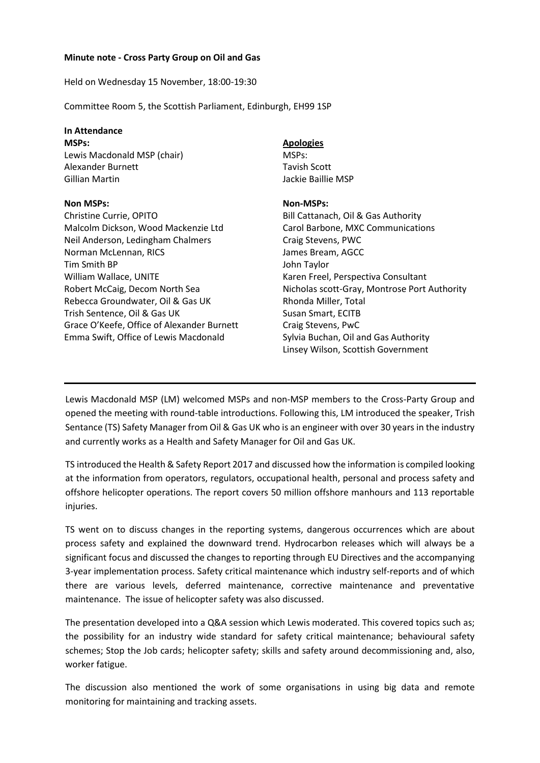**Minute note - Cross Party Group on Oil and Gas**

Held on Wednesday 15 November, 18:00-19:30

Committee Room 5, the Scottish Parliament, Edinburgh, EH99 1SP

**In Attendance**

**MSPs:**

Lewis Macdonald MSP (chair)
Alexander Burnett
Gillian Martin

**Non MSPs:**

Christine Currie, OPITO
Malcolm Dickson, Wood Mackenzie Ltd
Neil Anderson, Ledingham Chalmers
Norman McLennan, RICS
Tim Smith BP
William Wallace, UNITE
Robert McCaig, Decom North Sea
Rebecca Groundwater, Oil & Gas UK
Trish Sentence, Oil & Gas UK
Grace O'Keefe, Office of Alexander Burnett
Emma Swift, Office of Lewis Macdonald

**Apologies**

MSPs:
Tavish Scott
Jackie Baillie MSP

**Non-MSPs:**

Bill Cattanach, Oil & Gas Authority
Carol Barbone, MXC Communications
Craig Stevens, PWC
James Bream, AGCC
John Taylor
Karen Freel, Perspectiva Consultant
Nicholas scott-Gray, Montrose Port Authority
Rhonda Miller, Total
Susan Smart, ECITB
Craig Stevens, PwC
Sylvia Buchan, Oil and Gas Authority
Linsey Wilson, Scottish Government

---

Lewis Macdonald MSP (LM) welcomed MSPs and non-MSP members to the Cross-Party Group and opened the meeting with round-table introductions. Following this, LM introduced the speaker, Trish Sentance (TS) Safety Manager from Oil & Gas UK who is an engineer with over 30 years in the industry and currently works as a Health and Safety Manager for Oil and Gas UK.

TS introduced the Health & Safety Report 2017 and discussed how the information is compiled looking at the information from operators, regulators, occupational health, personal and process safety and offshore helicopter operations. The report covers 50 million offshore manhours and 113 reportable injuries.

TS went on to discuss changes in the reporting systems, dangerous occurrences which are about process safety and explained the downward trend. Hydrocarbon releases which will always be a significant focus and discussed the changes to reporting through EU Directives and the accompanying 3-year implementation process. Safety critical maintenance which industry self-reports and of which there are various levels, deferred maintenance, corrective maintenance and preventative maintenance. The issue of helicopter safety was also discussed.

The presentation developed into a Q&A session which Lewis moderated. This covered topics such as; the possibility for an industry wide standard for safety critical maintenance; behavioural safety schemes; Stop the Job cards; helicopter safety; skills and safety around decommissioning and, also, worker fatigue.

The discussion also mentioned the work of some organisations in using big data and remote monitoring for maintaining and tracking assets.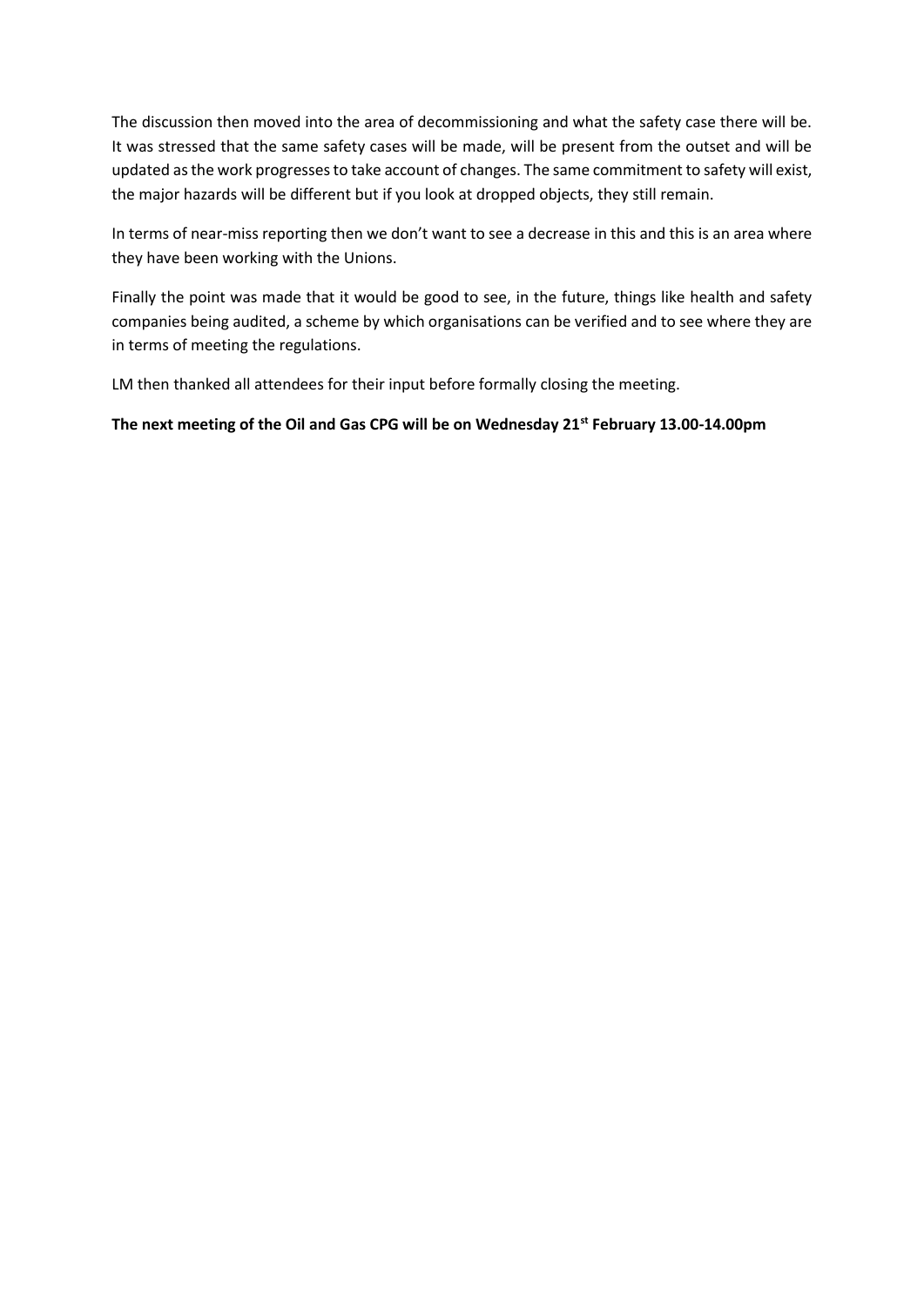The discussion then moved into the area of decommissioning and what the safety case there will be. It was stressed that the same safety cases will be made, will be present from the outset and will be updated as the work progresses to take account of changes. The same commitment to safety will exist, the major hazards will be different but if you look at dropped objects, they still remain.

In terms of near-miss reporting then we don't want to see a decrease in this and this is an area where they have been working with the Unions.

Finally the point was made that it would be good to see, in the future, things like health and safety companies being audited, a scheme by which organisations can be verified and to see where they are in terms of meeting the regulations.

LM then thanked all attendees for their input before formally closing the meeting.

**The next meeting of the Oil and Gas CPG will be on Wednesday 21st February 13.00-14.00pm**